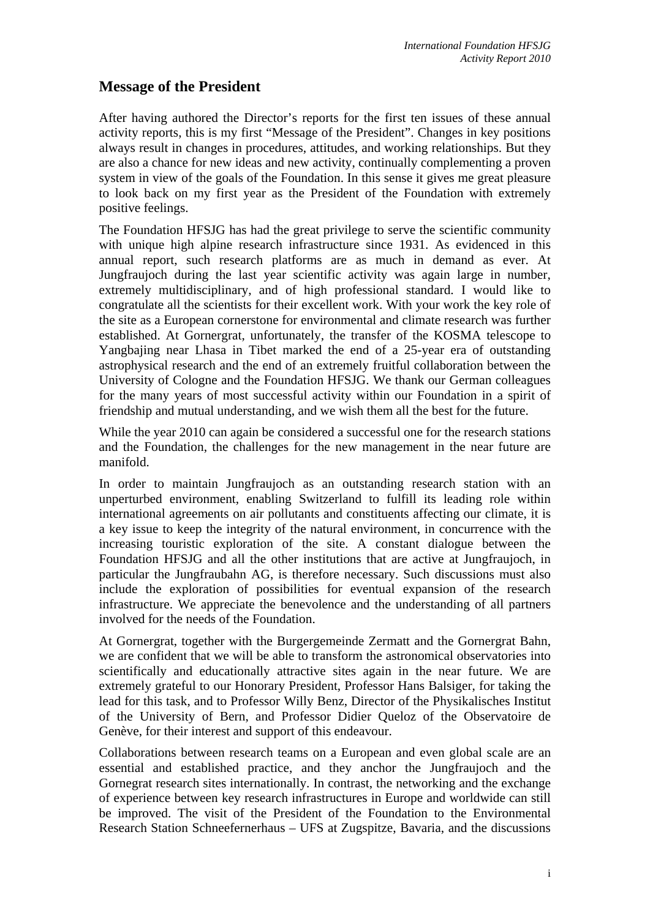## Message of the President

After having authored the Director's reports for the first ten issues of these annual activity reports, this is my first "Message of the President". Changes in key positions always result in changes in procedures, attitudes, and working relationships. But they are also a chance for new ideas and new activity, continually complementing a proven system in view of the goals of the Foundation. In this sense it gives me great pleasure to look back on my first year as the President of the Foundation with extremely positive feelings.

The Foundation HFSJG has had the great privilege to serve the scientific community with unique high alpine research infrastructure since 1931. As evidenced in this annual report, such research platforms are as much in demand as ever. At Jungfraujoch during the last year scientific activity was again large in number, extremely multidisciplinary, and of high professional standard. I would like to congratulate all the scientists for their excellent work. With your work the key role of the site as a European cornerstone for environmental and climate research was further established. At Gornergrat, unfortunately, the transfer of the KOSMA telescope to Yangbajing near Lhasa in Tibet marked the end of a 25-year era of outstanding astrophysical research and the end of an extremely fruitful collaboration between the University of Cologne and the Foundation HFSJG. We thank our German colleagues for the many years of most successful activity within our Foundation in a spirit of friendship and mutual understanding, and we wish them all the best for the future.

While the year 2010 can again be considered a successful one for the research stations and the Foundation, the challenges for the new management in the near future are manifold.

In order to maintain Jungfraujoch as an outstanding research station with an unperturbed environment, enabling Switzerland to fulfill its leading role within international agreements on air pollutants and constituents affecting our climate, it is a key issue to keep the integrity of the natural environment, in concurrence with the increasing touristic exploration of the site. A constant dialogue between the Foundation HFSJG and all the other institutions that are active at Jungfraujoch, in particular the Jungfraubahn AG, is therefore necessary. Such discussions must also include the exploration of possibilities for eventual expansion of the research infrastructure. We appreciate the benevolence and the understanding of all partners involved for the needs of the Foundation.

At Gornergrat, together with the Burgergemeinde Zermatt and the Gornergrat Bahn, we are confident that we will be able to transform the astronomical observatories into scientifically and educationally attractive sites again in the near future. We are extremely grateful to our Honorary President, Professor Hans Balsiger, for taking the lead for this task, and to Professor Willy Benz, Director of the Physikalisches Institut of the University of Bern, and Professor Didier Queloz of the Observatoire de Genève, for their interest and support of this endeavour.

Collaborations between research teams on a European and even global scale are an essential and established practice, and they anchor the Jungfraujoch and the Gornegrat research sites internationally. In contrast, the networking and the exchange of experience between key research infrastructures in Europe and worldwide can still be improved. The visit of the President of the Foundation to the Environmental Research Station Schneefernerhaus – UFS at Zugspitze, Bavaria, and the discussions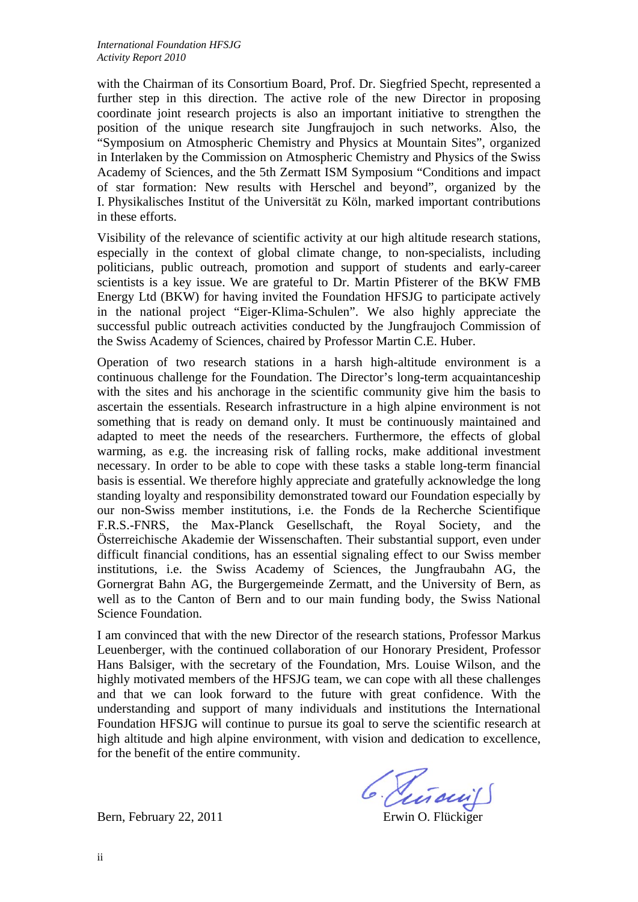with the Chairman of its Consortium Board, Prof. Dr. Siegfried Specht, represented a further step in this direction. The active role of the new Director in proposing coordinate joint research projects is also an important initiative to strengthen the position of the unique research site Jungfraujoch in such networks. Also, the "Symposium on Atmospheric Chemistry and Physics at Mountain Sites", organized in Interlaken by the Commission on Atmospheric Chemistry and Physics of the Swiss Academy of Sciences, and the 5th Zermatt ISM Symposium "Conditions and impact of star formation: New results with Herschel and beyond", organized by the I. Physikalisches Institut of the Universität zu Köln, marked important contributions in these efforts.

Visibility of the relevance of scientific activity at our high altitude research stations, especially in the context of global climate change, to non-specialists, including politicians, public outreach, promotion and support of students and early-career scientists is a key issue. We are grateful to Dr. Martin Pfisterer of the BKW FMB Energy Ltd (BKW) for having invited the Foundation HFSJG to participate actively in the national project "Eiger-Klima-Schulen". We also highly appreciate the successful public outreach activities conducted by the Jungfraujoch Commission of the Swiss Academy of Sciences, chaired by Professor Martin C.E. Huber.

Operation of two research stations in a harsh high-altitude environment is a continuous challenge for the Foundation. The Director's long-term acquaintanceship with the sites and his anchorage in the scientific community give him the basis to ascertain the essentials. Research infrastructure in a high alpine environment is not something that is ready on demand only. It must be continuously maintained and adapted to meet the needs of the researchers. Furthermore, the effects of global warming, as e.g. the increasing risk of falling rocks, make additional investment necessary. In order to be able to cope with these tasks a stable long-term financial basis is essential. We therefore highly appreciate and gratefully acknowledge the long standing loyalty and responsibility demonstrated toward our Foundation especially by our non-Swiss member institutions, i.e. the Fonds de la Recherche Scientifique F.R.S.-FNRS, the Max-Planck Gesellschaft, the Royal Society, and the Österreichische Akademie der Wissenschaften. Their substantial support, even under difficult financial conditions, has an essential signaling effect to our Swiss member institutions, i.e. the Swiss Academy of Sciences, the Jungfraubahn AG, the Gornergrat Bahn AG, the Burgergemeinde Zermatt, and the University of Bern, as well as to the Canton of Bern and to our main funding body, the Swiss National Science Foundation.

I am convinced that with the new Director of the research stations, Professor Markus Leuenberger, with the continued collaboration of our Honorary President, Professor Hans Balsiger, with the secretary of the Foundation, Mrs. Louise Wilson, and the highly motivated members of the HFSJG team, we can cope with all these challenges and that we can look forward to the future with great confidence. With the understanding and support of many individuals and institutions the International Foundation HFSJG will continue to pursue its goal to serve the scientific research at high altitude and high alpine environment, with vision and dedication to excellence, for the benefit of the entire community.

Bern, February 22, 2011 Erwin O. Flückiger